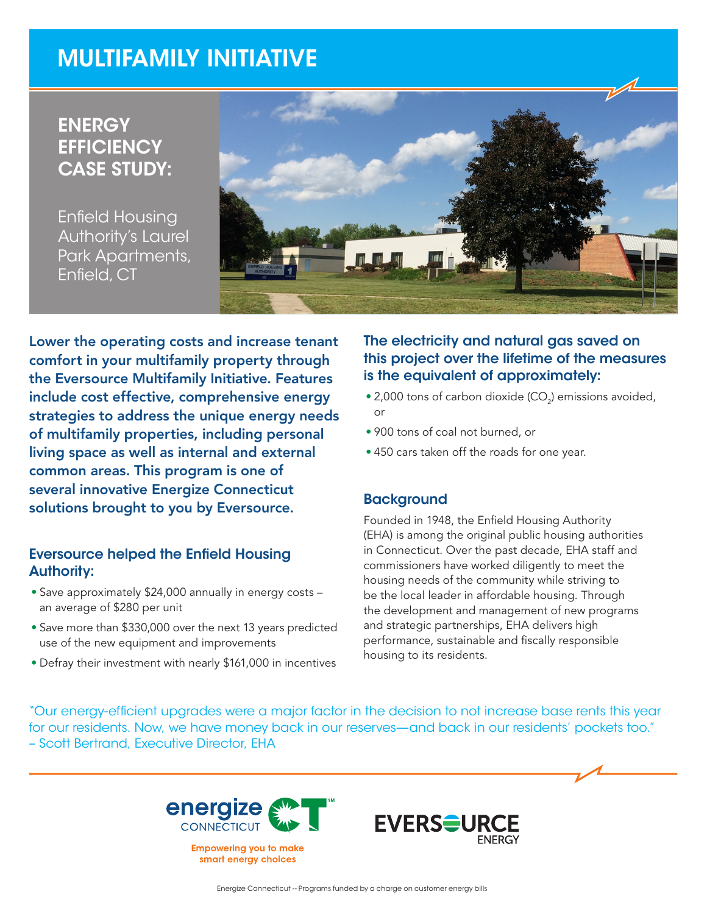# MULTIFAMILY INITIATIVE

## ENERGY EFFICIENCY CASE STUDY:

Enfield Housing Authority's Laurel Park Apartments, Enfield, CT

**Lower the operating costs and increase tenant comfort in your multifamily property through the Eversource Multifamily Initiative. Features include cost effective, comprehensive energy strategies to address the unique energy needs of multifamily properties, including personal living space as well as internal and external common areas. This program is one of several innovative Energize Connecticut solutions brought to you by Eversource.**

### Eversource helped the Enfield Housing Authority:

- Save approximately $24,000 annually in energy costs – an average of $280 per unit
- Save more than $330,000 over the next 13 years predicted use of the new equipment and improvements
- Defray their investment with nearly $161,000 in incentives

### The electricity and natural gas saved on this project over the lifetime of the measures is the equivalent of approximately:

- 2,000 tons of carbon dioxide ($CO_2$) emissions avoided, or
- 900 tons of coal not burned, or
- 450 cars taken off the roads for one year.

### Background

Founded in 1948, the Enfield Housing Authority (EHA) is among the original public housing authorities in Connecticut. Over the past decade, EHA staff and commissioners have worked diligently to meet the housing needs of the community while striving to be the local leader in affordable housing. Through the development and management of new programs and strategic partnerships, EHA delivers high performance, sustainable and fiscally responsible housing to its residents.

"Our energy-efficient upgrades were a major factor in the decision to not increase base rents this year for our residents. Now, we have money back in our reserves—and back in our residents' pockets too."
– Scott Bertrand, Executive Director, EHA

energize CONNECTICUT

Empowering you to make smart energy choices

EVERSOURCE ENERGY

Energize Connecticut -- Programs funded by a charge on customer energy bills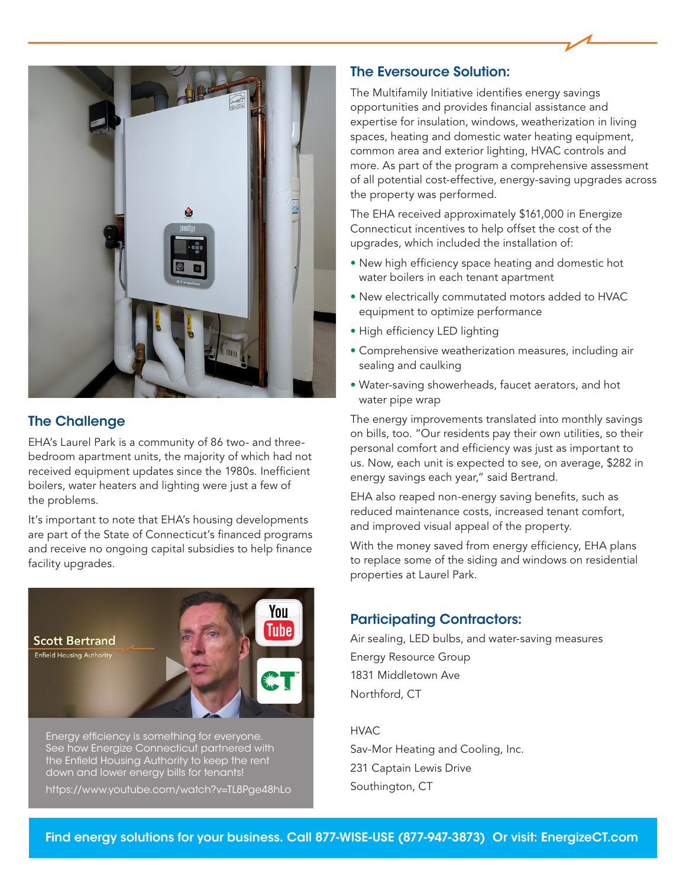## The Challenge

EHA's Laurel Park is a community of 86 two- and three-bedroom apartment units, the majority of which had not received equipment updates since the 1980s. Inefficient boilers, water heaters and lighting were just a few of the problems.

It's important to note that EHA's housing developments are part of the State of Connecticut's financed programs and receive no ongoing capital subsidies to help finance facility upgrades.

Scott Bertrand
Enfield Housing Authority

Energy efficiency is something for everyone. See how Energize Connecticut partnered with the Enfield Housing Authority to keep the rent down and lower energy bills for tenants!

https://www.youtube.com/watch?v=TL8Pge48hLo

## The Eversource Solution:

The Multifamily Initiative identifies energy savings opportunities and provides financial assistance and expertise for insulation, windows, weatherization in living spaces, heating and domestic water heating equipment, common area and exterior lighting, HVAC controls and more. As part of the program a comprehensive assessment of all potential cost-effective, energy-saving upgrades across the property was performed.

The EHA received approximately $161,000 in Energize Connecticut incentives to help offset the cost of the upgrades, which included the installation of:

- New high efficiency space heating and domestic hot water boilers in each tenant apartment
- New electrically commutated motors added to HVAC equipment to optimize performance
- High efficiency LED lighting
- Comprehensive weatherization measures, including air sealing and caulking
- Water-saving showerheads, faucet aerators, and hot water pipe wrap

The energy improvements translated into monthly savings on bills, too. "Our residents pay their own utilities, so their personal comfort and efficiency was just as important to us. Now, each unit is expected to see, on average, $282 in energy savings each year," said Bertrand.

EHA also reaped non-energy saving benefits, such as reduced maintenance costs, increased tenant comfort, and improved visual appeal of the property.

With the money saved from energy efficiency, EHA plans to replace some of the siding and windows on residential properties at Laurel Park.

## Participating Contractors:

Air sealing, LED bulbs, and water-saving measures
Energy Resource Group
1831 Middletown Ave
Northford, CT

HVAC
Sav-Mor Heating and Cooling, Inc.
231 Captain Lewis Drive
Southington, CT

**Find energy solutions for your business. Call 877-WISE-USE (877-947-3873) Or visit: EnergizeCT.com**